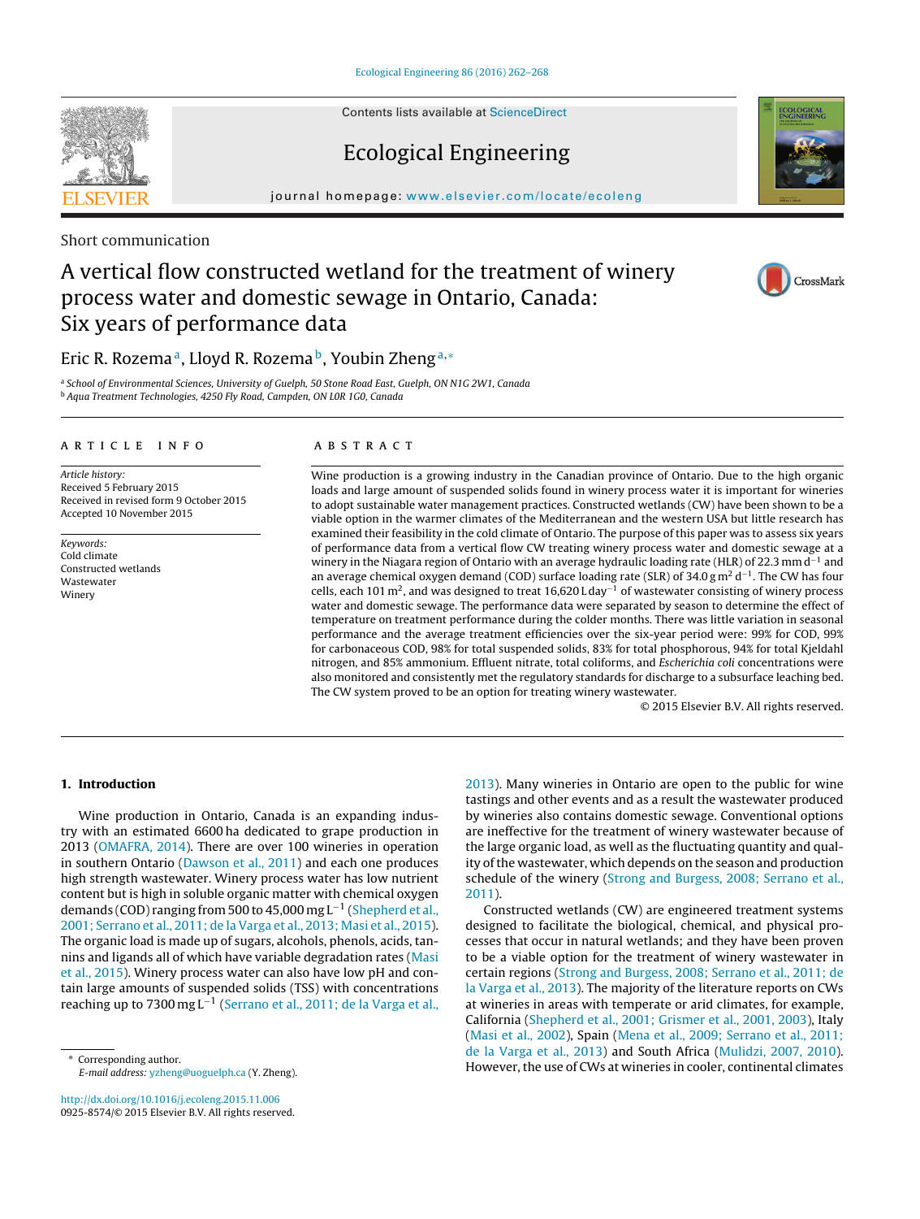Short communication

# A vertical flow constructed wetland for the treatment of winery process water and domestic sewage in Ontario, Canada: Six years of performance data

Eric R. Rozema[a], Lloyd R. Rozema[b], Youbin Zheng[a,*]

[a] School of Environmental Sciences, University of Guelph, 50 Stone Road East, Guelph, ON N1G 2W1, Canada
[b] Aqua Treatment Technologies, 4250 Fly Road, Campden, ON L0R 1G0, Canada

## ARTICLE INFO

*Article history:*
Received 5 February 2015
Received in revised form 9 October 2015
Accepted 10 November 2015

*Keywords:*
Cold climate
Constructed wetlands
Wastewater
Winery

## ABSTRACT

Wine production is a growing industry in the Canadian province of Ontario. Due to the high organic loads and large amount of suspended solids found in winery process water it is important for wineries to adopt sustainable water management practices. Constructed wetlands (CW) have been shown to be a viable option in the warmer climates of the Mediterranean and the western USA but little research has examined their feasibility in the cold climate of Ontario. The purpose of this paper was to assess six years of performance data from a vertical flow CW treating winery process water and domestic sewage at a winery in the Niagara region of Ontario with an average hydraulic loading rate (HLR) of 22.3 mm $d^{-1}$ and an average chemical oxygen demand (COD) surface loading rate (SLR) of 34.0 g $m^2$ $d^{-1}$. The CW has four cells, each 101 $m^2$, and was designed to treat 16,620 L $day^{-1}$ of wastewater consisting of winery process water and domestic sewage. The performance data were separated by season to determine the effect of temperature on treatment performance during the colder months. There was little variation in seasonal performance and the average treatment efficiencies over the six-year period were: 99% for COD, 99% for carbonaceous COD, 98% for total suspended solids, 83% for total phosphorous, 94% for total Kjeldahl nitrogen, and 85% ammonium. Effluent nitrate, total coliforms, and *Escherichia coli* concentrations were also monitored and consistently met the regulatory standards for discharge to a subsurface leaching bed. The CW system proved to be an option for treating winery wastewater.

© 2015 Elsevier B.V. All rights reserved.

## 1. Introduction

Wine production in Ontario, Canada is an expanding industry with an estimated 6600 ha dedicated to grape production in 2013 (OMAFRA, 2014). There are over 100 wineries in operation in southern Ontario (Dawson et al., 2011) and each one produces high strength wastewater. Winery process water has low nutrient content but is high in soluble organic matter with chemical oxygen demands (COD) ranging from 500 to 45,000 mg $L^{-1}$ (Shepherd et al., 2001; Serrano et al., 2011; de la Varga et al., 2013; Masi et al., 2015). The organic load is made up of sugars, alcohols, phenols, acids, tannins and ligands all of which have variable degradation rates (Masi et al., 2015). Winery process water can also have low pH and contain large amounts of suspended solids (TSS) with concentrations reaching up to 7300 mg $L^{-1}$ (Serrano et al., 2011; de la Varga et al., 2013). Many wineries in Ontario are open to the public for wine tastings and other events and as a result the wastewater produced by wineries also contains domestic sewage. Conventional options are ineffective for the treatment of winery wastewater because of the large organic load, as well as the fluctuating quantity and quality of the wastewater, which depends on the season and production schedule of the winery (Strong and Burgess, 2008; Serrano et al., 2011).

Constructed wetlands (CW) are engineered treatment systems designed to facilitate the biological, chemical, and physical processes that occur in natural wetlands; and they have been proven to be a viable option for the treatment of winery wastewater in certain regions (Strong and Burgess, 2008; Serrano et al., 2011; de la Varga et al., 2013). The majority of the literature reports on CWs at wineries in areas with temperate or arid climates, for example, California (Shepherd et al., 2001; Grismer et al., 2001, 2003), Italy (Masi et al., 2002), Spain (Mena et al., 2009; Serrano et al., 2011; de la Varga et al., 2013) and South Africa (Mulidzi, 2007, 2010). However, the use of CWs at wineries in cooler, continental climates

\* Corresponding author.
*E-mail address:* yzheng@uoguelph.ca (Y. Zheng).

http://dx.doi.org/10.1016/j.ecoleng.2015.11.006
0925-8574/© 2015 Elsevier B.V. All rights reserved.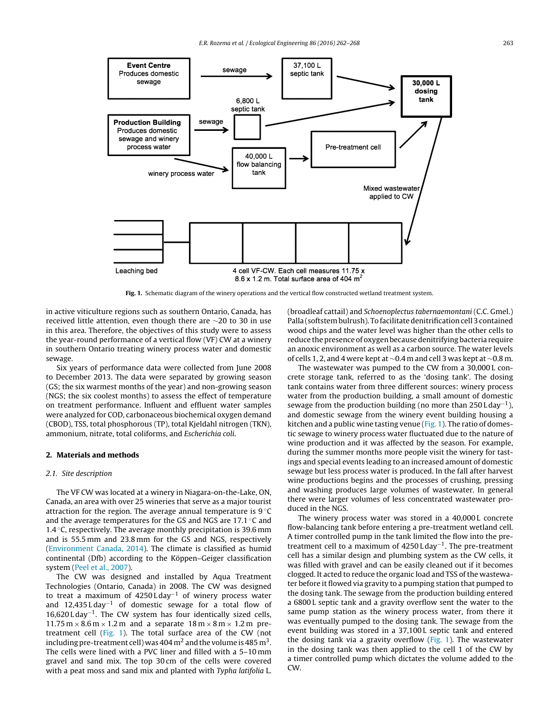Event Centre
Produces domestic sewage

sewage

37,100 L septic tank

30,000 L dosing tank

6,800 L septic tank

Production Building
Produces domestic sewage and winery process water

sewage

40,000 L flow balancing tank

Pre-treatment cell

winery process water

Mixed wastewater applied to CW

Leaching bed

4 cell VF-CW. Each cell measures 11.75 x 8.6 x 1.2 m. Total surface area of 404 m$^2$

**Fig. 1.** Schematic diagram of the winery operations and the vertical flow constructed wetland treatment system.

in active viticulture regions such as southern Ontario, Canada, has received little attention, even though there are ~20 to 30 in use in this area. Therefore, the objectives of this study were to assess the year-round performance of a vertical flow (VF) CW at a winery in southern Ontario treating winery process water and domestic sewage.

Six years of performance data were collected from June 2008 to December 2013. The data were separated by growing season (GS; the six warmest months of the year) and non-growing season (NGS; the six coolest months) to assess the effect of temperature on treatment performance. Influent and effluent water samples were analyzed for COD, carbonaceous biochemical oxygen demand (CBOD), TSS, total phosphorous (TP), total Kjeldahl nitrogen (TKN), ammonium, nitrate, total coliforms, and *Escherichia coli*.

## 2. Materials and methods

### 2.1. Site description

The VF CW was located at a winery in Niagara-on-the-Lake, ON, Canada, an area with over 25 wineries that serve as a major tourist attraction for the region. The average annual temperature is 9 °C and the average temperatures for the GS and NGS are 17.1 °C and 1.4 °C, respectively. The average monthly precipitation is 39.6 mm and is 55.5 mm and 23.8 mm for the GS and NGS, respectively (Environment Canada, 2014). The climate is classified as humid continental (Dfb) according to the Köppen–Geiger classification system (Peel et al., 2007).

The CW was designed and installed by Aqua Treatment Technologies (Ontario, Canada) in 2008. The CW was designed to treat a maximum of 4250 L day$^{-1}$ of winery process water and 12,435 L day$^{-1}$ of domestic sewage for a total flow of 16,620 L day$^{-1}$. The CW system has four identically sized cells, 11.75 m × 8.6 m × 1.2 m and a separate 18 m × 8 m × 1.2 m pre-treatment cell (Fig. 1). The total surface area of the CW (not including pre-treatment cell) was 404 m$^2$ and the volume is 485 m$^3$. The cells were lined with a PVC liner and filled with a 5–10 mm gravel and sand mix. The top 30 cm of the cells were covered with a peat moss and sand mix and planted with *Typha latifolia* L. (broadleaf cattail) and *Schoenoplectus tabernaemontani* (C.C. Gmel.) Palla (softstem bulrush). To facilitate denitrification cell 3 contained wood chips and the water level was higher than the other cells to reduce the presence of oxygen because denitrifying bacteria require an anoxic environment as well as a carbon source. The water levels of cells 1, 2, and 4 were kept at ~0.4 m and cell 3 was kept at ~0.8 m.

The wastewater was pumped to the CW from a 30,000 L concrete storage tank, referred to as the 'dosing tank'. The dosing tank contains water from three different sources: winery process water from the production building, a small amount of domestic sewage from the production building (no more than 250 L day$^{-1}$), and domestic sewage from the winery event building housing a kitchen and a public wine tasting venue (Fig. 1). The ratio of domestic sewage to winery process water fluctuated due to the nature of wine production and it was affected by the season. For example, during the summer months more people visit the winery for tastings and special events leading to an increased amount of domestic sewage but less process water is produced. In the fall after harvest wine productions begins and the processes of crushing, pressing and washing produces large volumes of wastewater. In general there were larger volumes of less concentrated wastewater produced in the NGS.

The winery process water was stored in a 40,000 L concrete flow-balancing tank before entering a pre-treatment wetland cell. A timer controlled pump in the tank limited the flow into the pre-treatment cell to a maximum of 4250 L day$^{-1}$. The pre-treatment cell has a similar design and plumbing system as the CW cells, it was filled with gravel and can be easily cleaned out if it becomes clogged. It acted to reduce the organic load and TSS of the wastewater before it flowed via gravity to a pumping station that pumped to the dosing tank. The sewage from the production building entered a 6800 L septic tank and a gravity overflow sent the water to the same pump station as the winery process water, from there it was eventually pumped to the dosing tank. The sewage from the event building was stored in a 37,100 L septic tank and entered the dosing tank via a gravity overflow (Fig. 1). The wastewater in the dosing tank was then applied to the cell 1 of the CW by a timer controlled pump which dictates the volume added to the CW.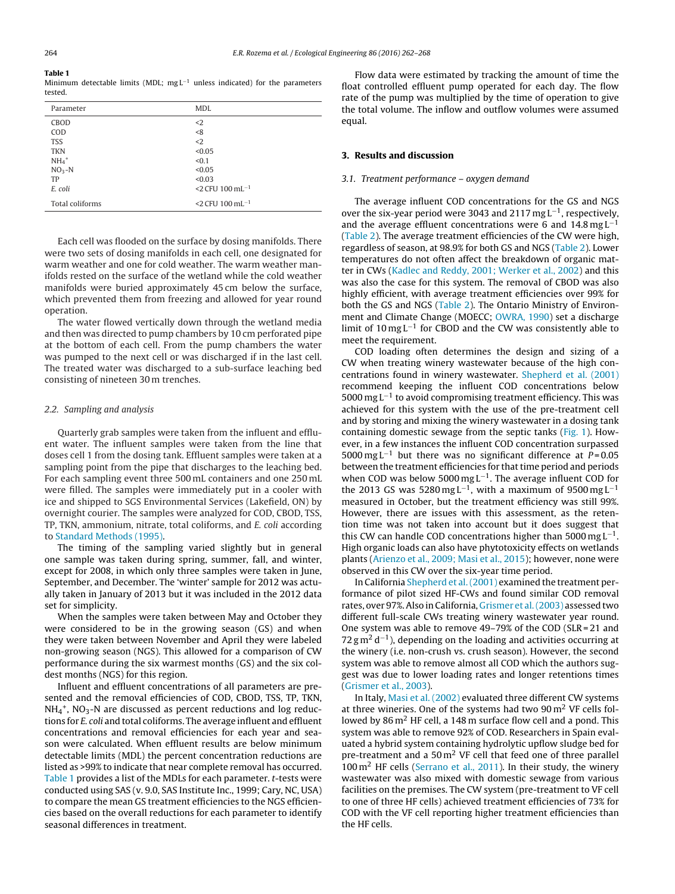**Table 1**
Minimum detectable limits (MDL; $mg\,L^{-1}$ unless indicated) for the parameters tested.

| Parameter | MDL |
|---|---|
| CBOD | <2 |
| COD | <8 |
| TSS | <2 |
| TKN | <0.05 |
| $NH_4^+$ | <0.1 |
| $NO_3$-N | <0.05 |
| TP | <0.03 |
| *E. coli* | <2 CFU 100 $mL^{-1}$ |
| Total coliforms | <2 CFU 100 $mL^{-1}$ |

Each cell was flooded on the surface by dosing manifolds. There were two sets of dosing manifolds in each cell, one designated for warm weather and one for cold weather. The warm weather manifolds rested on the surface of the wetland while the cold weather manifolds were buried approximately 45 cm below the surface, which prevented them from freezing and allowed for year round operation.

The water flowed vertically down through the wetland media and then was directed to pump chambers by 10 cm perforated pipe at the bottom of each cell. From the pump chambers the water was pumped to the next cell or was discharged if in the last cell. The treated water was discharged to a sub-surface leaching bed consisting of nineteen 30 m trenches.

### 2.2. Sampling and analysis

Quarterly grab samples were taken from the influent and effluent water. The influent samples were taken from the line that doses cell 1 from the dosing tank. Effluent samples were taken at a sampling point from the pipe that discharges to the leaching bed. For each sampling event three 500 mL containers and one 250 mL were filled. The samples were immediately put in a cooler with ice and shipped to SGS Environmental Services (Lakefield, ON) by overnight courier. The samples were analyzed for COD, CBOD, TSS, TP, TKN, ammonium, nitrate, total coliforms, and *E. coli* according to Standard Methods (1995).

The timing of the sampling varied slightly but in general one sample was taken during spring, summer, fall, and winter, except for 2008, in which only three samples were taken in June, September, and December. The 'winter' sample for 2012 was actually taken in January of 2013 but it was included in the 2012 data set for simplicity.

When the samples were taken between May and October they were considered to be in the growing season (GS) and when they were taken between November and April they were labeled non-growing season (NGS). This allowed for a comparison of CW performance during the six warmest months (GS) and the six coldest months (NGS) for this region.

Influent and effluent concentrations of all parameters are presented and the removal efficiencies of COD, CBOD, TSS, TP, TKN, $NH_4^+$, $NO_3$-N are discussed as percent reductions and log reductions for *E. coli* and total coliforms. The average influent and effluent concentrations and removal efficiencies for each year and season were calculated. When effluent results are below minimum detectable limits (MDL) the percent concentration reductions are listed as >99% to indicate that near complete removal has occurred. Table 1 provides a list of the MDLs for each parameter. *t*-tests were conducted using SAS (v. 9.0, SAS Institute Inc., 1999; Cary, NC, USA) to compare the mean GS treatment efficiencies to the NGS efficiencies based on the overall reductions for each parameter to identify seasonal differences in treatment.

Flow data were estimated by tracking the amount of time the float controlled effluent pump operated for each day. The flow rate of the pump was multiplied by the time of operation to give the total volume. The inflow and outflow volumes were assumed equal.

## 3. Results and discussion

### 3.1. Treatment performance – oxygen demand

The average influent COD concentrations for the GS and NGS over the six-year period were 3043 and 2117 $mg\,L^{-1}$, respectively, and the average effluent concentrations were 6 and 14.8 $mg\,L^{-1}$ (Table 2). The average treatment efficiencies of the CW were high, regardless of season, at 98.9% for both GS and NGS (Table 2). Lower temperatures do not often affect the breakdown of organic matter in CWs (Kadlec and Reddy, 2001; Werker et al., 2002) and this was also the case for this system. The removal of CBOD was also highly efficient, with average treatment efficiencies over 99% for both the GS and NGS (Table 2). The Ontario Ministry of Environment and Climate Change (MOECC; OWRA, 1990) set a discharge limit of 10 $mg\,L^{-1}$ for CBOD and the CW was consistently able to meet the requirement.

COD loading often determines the design and sizing of a CW when treating winery wastewater because of the high concentrations found in winery wastewater. Shepherd et al. (2001) recommend keeping the influent COD concentrations below 5000 $mg\,L^{-1}$ to avoid compromising treatment efficiency. This was achieved for this system with the use of the pre-treatment cell and by storing and mixing the winery wastewater in a dosing tank containing domestic sewage from the septic tanks (Fig. 1). However, in a few instances the influent COD concentration surpassed 5000 $mg\,L^{-1}$ but there was no significant difference at $P = 0.05$ between the treatment efficiencies for that time period and periods when COD was below 5000 $mg\,L^{-1}$. The average influent COD for the 2013 GS was 5280 $mg\,L^{-1}$, with a maximum of 9500 $mg\,L^{-1}$ measured in October, but the treatment efficiency was still 99%. However, there are issues with this assessment, as the retention time was not taken into account but it does suggest that this CW can handle COD concentrations higher than 5000 $mg\,L^{-1}$. High organic loads can also have phytotoxicity effects on wetlands plants (Arienzo et al., 2009; Masi et al., 2015); however, none were observed in this CW over the six-year time period.

In California Shepherd et al. (2001) examined the treatment performance of pilot sized HF-CWs and found similar COD removal rates, over 97%. Also in California, Grismer et al. (2003) assessed two different full-scale CWs treating winery wastewater year round. One system was able to remove 49–79% of the COD (SLR = 21 and 72 $g\,m^2\,d^{-1}$), depending on the loading and activities occurring at the winery (i.e. non-crush vs. crush season). However, the second system was able to remove almost all COD which the authors suggest was due to lower loading rates and longer retentions times (Grismer et al., 2003).

In Italy, Masi et al. (2002) evaluated three different CW systems at three wineries. One of the systems had two 90 $m^2$ VF cells followed by 86 $m^2$ HF cell, a 148 m surface flow cell and a pond. This system was able to remove 92% of COD. Researchers in Spain evaluated a hybrid system containing hydrolytic upflow sludge bed for pre-treatment and a 50 $m^2$ VF cell that feed one of three parallel 100 $m^2$ HF cells (Serrano et al., 2011). In their study, the winery wastewater was also mixed with domestic sewage from various facilities on the premises. The CW system (pre-treatment to VF cell to one of three HF cells) achieved treatment efficiencies of 73% for COD with the VF cell reporting higher treatment efficiencies than the HF cells.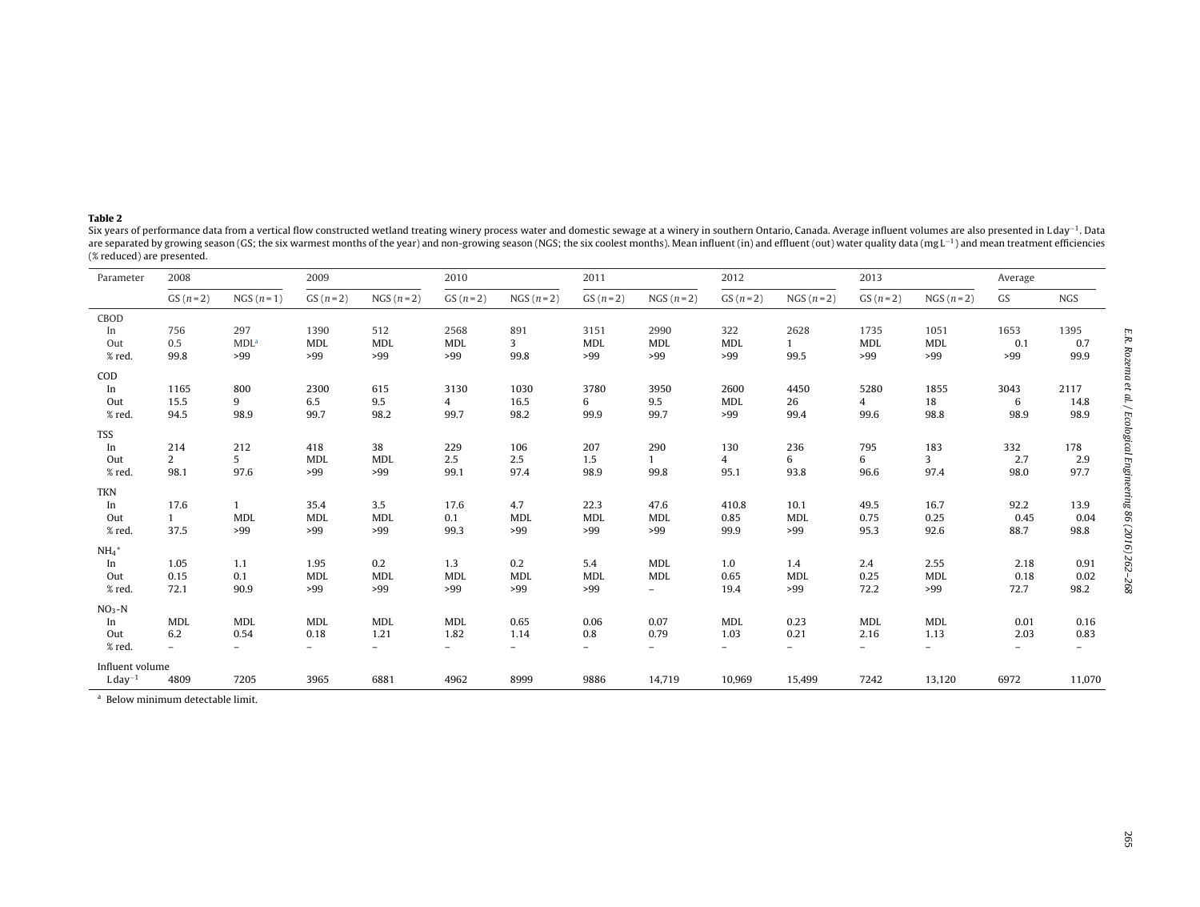**Table 2**
Six years of performance data from a vertical flow constructed wetland treating winery process water and domestic sewage at a winery in southern Ontario, Canada. Average influent volumes are also presented in L $day^{-1}$. Data are separated by growing season (GS; the six warmest months of the year) and non-growing season (NGS; the six coolest months). Mean influent (in) and effluent (out) water quality data (mg $L^{-1}$) and mean treatment efficiencies (% reduced) are presented.

| Parameter | 2008 | | 2009 | | 2010 | | 2011 | | 2012 | | 2013 | | Average | |
|---|---|---|---|---|---|---|---|---|---|---|---|---|---|---|
| | GS ($n=2$) | NGS ($n=1$) | GS ($n=2$) | NGS ($n=2$) | GS ($n=2$) | NGS ($n=2$) | GS ($n=2$) | NGS ($n=2$) | GS ($n=2$) | NGS ($n=2$) | GS ($n=2$) | NGS ($n=2$) | GS | NGS |
| CBOD | | | | | | | | | | | | | | |
| In | 756 | 297 | 1390 | 512 | 2568 | 891 | 3151 | 2990 | 322 | 2628 | 1735 | 1051 | 1653 | 1395 |
| Out | 0.5 | MDL[a] | MDL | MDL | MDL | 3 | MDL | MDL | MDL | 1 | MDL | MDL | 0.1 | 0.7 |
| % red. | 99.8 | >99 | >99 | >99 | >99 | 99.8 | >99 | >99 | >99 | 99.5 | >99 | >99 | >99 | 99.9 |
| COD | | | | | | | | | | | | | | |
| In | 1165 | 800 | 2300 | 615 | 3130 | 1030 | 3780 | 3950 | 2600 | 4450 | 5280 | 1855 | 3043 | 2117 |
| Out | 15.5 | 9 | 6.5 | 9.5 | 4 | 16.5 | 6 | 9.5 | MDL | 26 | 4 | 18 | 6 | 14.8 |
| % red. | 94.5 | 98.9 | 99.7 | 98.2 | 99.7 | 98.2 | 99.9 | 99.7 | >99 | 99.4 | 99.6 | 98.8 | 98.9 | 98.9 |
| TSS | | | | | | | | | | | | | | |
| In | 214 | 212 | 418 | 38 | 229 | 106 | 207 | 290 | 130 | 236 | 795 | 183 | 332 | 178 |
| Out | 2 | 5 | MDL | MDL | 2.5 | 2.5 | 1.5 | 1 | 4 | 6 | 6 | 3 | 2.7 | 2.9 |
| % red. | 98.1 | 97.6 | >99 | >99 | 99.1 | 97.4 | 98.9 | 99.8 | 95.1 | 93.8 | 96.6 | 97.4 | 98.0 | 97.7 |
| TKN | | | | | | | | | | | | | | |
| In | 17.6 | 1 | 35.4 | 3.5 | 17.6 | 4.7 | 22.3 | 47.6 | 410.8 | 10.1 | 49.5 | 16.7 | 92.2 | 13.9 |
| Out | 1 | MDL | MDL | MDL | 0.1 | MDL | MDL | MDL | 0.85 | MDL | 0.75 | 0.25 | 0.45 | 0.04 |
| % red. | 37.5 | >99 | >99 | >99 | 99.3 | >99 | >99 | >99 | 99.9 | >99 | 95.3 | 92.6 | 88.7 | 98.8 |
| $NH_4^+$ | | | | | | | | | | | | | | |
| In | 1.05 | 1.1 | 1.95 | 0.2 | 1.3 | 0.2 | 5.4 | MDL | 1.0 | 1.4 | 2.4 | 2.55 | 2.18 | 0.91 |
| Out | 0.15 | 0.1 | MDL | MDL | MDL | MDL | MDL | MDL | 0.65 | MDL | 0.25 | MDL | 0.18 | 0.02 |
| % red. | 72.1 | 90.9 | >99 | >99 | >99 | >99 | >99 | – | 19.4 | >99 | 72.2 | >99 | 72.7 | 98.2 |
| $NO_3$-N | | | | | | | | | | | | | | |
| In | MDL | MDL | MDL | MDL | MDL | 0.65 | 0.06 | 0.07 | MDL | 0.23 | MDL | MDL | 0.01 | 0.16 |
| Out | 6.2 | 0.54 | 0.18 | 1.21 | 1.82 | 1.14 | 0.8 | 0.79 | 1.03 | 0.21 | 2.16 | 1.13 | 2.03 | 0.83 |
| % red. | – | – | – | – | – | – | – | – | – | – | – | – | – | – |
| Influent volume | | | | | | | | | | | | | | |
| L $day^{-1}$ | 4809 | 7205 | 3965 | 6881 | 4962 | 8999 | 9886 | 14,719 | 10,969 | 15,499 | 7242 | 13,120 | 6972 | 11,070 |

[a] Below minimum detectable limit.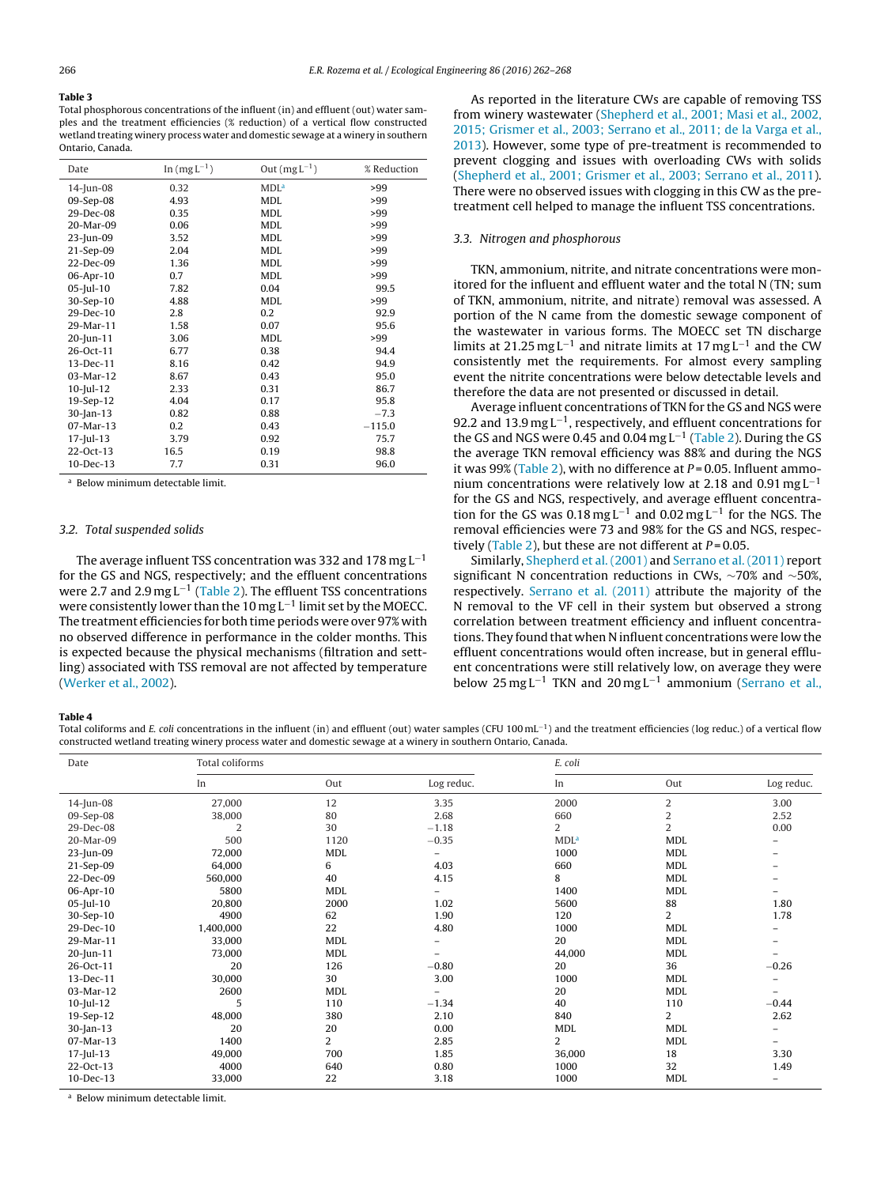**Table 3**
Total phosphorous concentrations of the influent (in) and effluent (out) water samples and the treatment efficiencies (% reduction) of a vertical flow constructed wetland treating winery process water and domestic sewage at a winery in southern Ontario, Canada.

| Date | In ($mg\,L^{-1}$) | Out ($mg\,L^{-1}$) | % Reduction |
|---|---|---|---|
| 14-Jun-08 | 0.32 | MDL[a] | >99 |
| 09-Sep-08 | 4.93 | MDL | >99 |
| 29-Dec-08 | 0.35 | MDL | >99 |
| 20-Mar-09 | 0.06 | MDL | >99 |
| 23-Jun-09 | 3.52 | MDL | >99 |
| 21-Sep-09 | 2.04 | MDL | >99 |
| 22-Dec-09 | 1.36 | MDL | >99 |
| 06-Apr-10 | 0.7 | MDL | >99 |
| 05-Jul-10 | 7.82 | 0.04 | 99.5 |
| 30-Sep-10 | 4.88 | MDL | >99 |
| 29-Dec-10 | 2.8 | 0.2 | 92.9 |
| 29-Mar-11 | 1.58 | 0.07 | 95.6 |
| 20-Jun-11 | 3.06 | MDL | >99 |
| 26-Oct-11 | 6.77 | 0.38 | 94.4 |
| 13-Dec-11 | 8.16 | 0.42 | 94.9 |
| 03-Mar-12 | 8.67 | 0.43 | 95.0 |
| 10-Jul-12 | 2.33 | 0.31 | 86.7 |
| 19-Sep-12 | 4.04 | 0.17 | 95.8 |
| 30-Jan-13 | 0.82 | 0.88 | −7.3 |
| 07-Mar-13 | 0.2 | 0.43 | −115.0 |
| 17-Jul-13 | 3.79 | 0.92 | 75.7 |
| 22-Oct-13 | 16.5 | 0.19 | 98.8 |
| 10-Dec-13 | 7.7 | 0.31 | 96.0 |

[a] Below minimum detectable limit.

### 3.2. Total suspended solids

The average influent TSS concentration was 332 and 178 $mg\,L^{-1}$ for the GS and NGS, respectively; and the effluent concentrations were 2.7 and 2.9 $mg\,L^{-1}$ (Table 2). The effluent TSS concentrations were consistently lower than the 10 $mg\,L^{-1}$ limit set by the MOECC. The treatment efficiencies for both time periods were over 97% with no observed difference in performance in the colder months. This is expected because the physical mechanisms (filtration and settling) associated with TSS removal are not affected by temperature (Werker et al., 2002).

As reported in the literature CWs are capable of removing TSS from winery wastewater (Shepherd et al., 2001; Masi et al., 2002, 2015; Grismer et al., 2003; Serrano et al., 2011; de la Varga et al., 2013). However, some type of pre-treatment is recommended to prevent clogging and issues with overloading CWs with solids (Shepherd et al., 2001; Grismer et al., 2003; Serrano et al., 2011). There were no observed issues with clogging in this CW as the pre-treatment cell helped to manage the influent TSS concentrations.

### 3.3. Nitrogen and phosphorous

TKN, ammonium, nitrite, and nitrate concentrations were monitored for the influent and effluent water and the total N (TN; sum of TKN, ammonium, nitrite, and nitrate) removal was assessed. A portion of the N came from the domestic sewage component of the wastewater in various forms. The MOECC set TN discharge limits at 21.25 $mg\,L^{-1}$ and nitrate limits at 17 $mg\,L^{-1}$ and the CW consistently met the requirements. For almost every sampling event the nitrite concentrations were below detectable levels and therefore the data are not presented or discussed in detail.

Average influent concentrations of TKN for the GS and NGS were 92.2 and 13.9 $mg\,L^{-1}$, respectively, and effluent concentrations for the GS and NGS were 0.45 and 0.04 $mg\,L^{-1}$ (Table 2). During the GS the average TKN removal efficiency was 88% and during the NGS it was 99% (Table 2), with no difference at $P = 0.05$. Influent ammonium concentrations were relatively low at 2.18 and 0.91 $mg\,L^{-1}$ for the GS and NGS, respectively, and average effluent concentration for the GS was 0.18 $mg\,L^{-1}$ and 0.02 $mg\,L^{-1}$ for the NGS. The removal efficiencies were 73 and 98% for the GS and NGS, respectively (Table 2), but these are not different at $P = 0.05$.

Similarly, Shepherd et al. (2001) and Serrano et al. (2011) report significant N concentration reductions in CWs, ~70% and ~50%, respectively. Serrano et al. (2011) attribute the majority of the N removal to the VF cell in their system but observed a strong correlation between treatment efficiency and influent concentrations. They found that when N influent concentrations were low the effluent concentrations would often increase, but in general effluent concentrations were still relatively low, on average they were below 25 $mg\,L^{-1}$ TKN and 20 $mg\,L^{-1}$ ammonium (Serrano et al.,

**Table 4**
Total coliforms and *E. coli* concentrations in the influent (in) and effluent (out) water samples (CFU 100 $mL^{-1}$) and the treatment efficiencies (log reduc.) of a vertical flow constructed wetland treating winery process water and domestic sewage at a winery in southern Ontario, Canada.

| Date | Total coliforms | | | *E. coli* | | |
|---|---|---|---|---|---|---|
| | In | Out | Log reduc. | In | Out | Log reduc. |
| 14-Jun-08 | 27,000 | 12 | 3.35 | 2000 | 2 | 3.00 |
| 09-Sep-08 | 38,000 | 80 | 2.68 | 660 | 2 | 2.52 |
| 29-Dec-08 | 2 | 30 | −1.18 | 2 | 2 | 0.00 |
| 20-Mar-09 | 500 | 1120 | −0.35 | MDL[a] | MDL | – |
| 23-Jun-09 | 72,000 | MDL | – | 1000 | MDL | – |
| 21-Sep-09 | 64,000 | 6 | 4.03 | 660 | MDL | – |
| 22-Dec-09 | 560,000 | 40 | 4.15 | 8 | MDL | – |
| 06-Apr-10 | 5800 | MDL | – | 1400 | MDL | – |
| 05-Jul-10 | 20,800 | 2000 | 1.02 | 5600 | 88 | 1.80 |
| 30-Sep-10 | 4900 | 62 | 1.90 | 120 | 2 | 1.78 |
| 29-Dec-10 | 1,400,000 | 22 | 4.80 | 1000 | MDL | – |
| 29-Mar-11 | 33,000 | MDL | – | 20 | MDL | – |
| 20-Jun-11 | 73,000 | MDL | – | 44,000 | MDL | – |
| 26-Oct-11 | 20 | 126 | −0.80 | 20 | 36 | −0.26 |
| 13-Dec-11 | 30,000 | 30 | 3.00 | 1000 | MDL | – |
| 03-Mar-12 | 2600 | MDL | – | 20 | MDL | – |
| 10-Jul-12 | 5 | 110 | −1.34 | 40 | 110 | −0.44 |
| 19-Sep-12 | 48,000 | 380 | 2.10 | 840 | 2 | 2.62 |
| 30-Jan-13 | 20 | 20 | 0.00 | MDL | MDL | – |
| 07-Mar-13 | 1400 | 2 | 2.85 | 2 | MDL | – |
| 17-Jul-13 | 49,000 | 700 | 1.85 | 36,000 | 18 | 3.30 |
| 22-Oct-13 | 4000 | 640 | 0.80 | 1000 | 32 | 1.49 |
| 10-Dec-13 | 33,000 | 22 | 3.18 | 1000 | MDL | – |

[a] Below minimum detectable limit.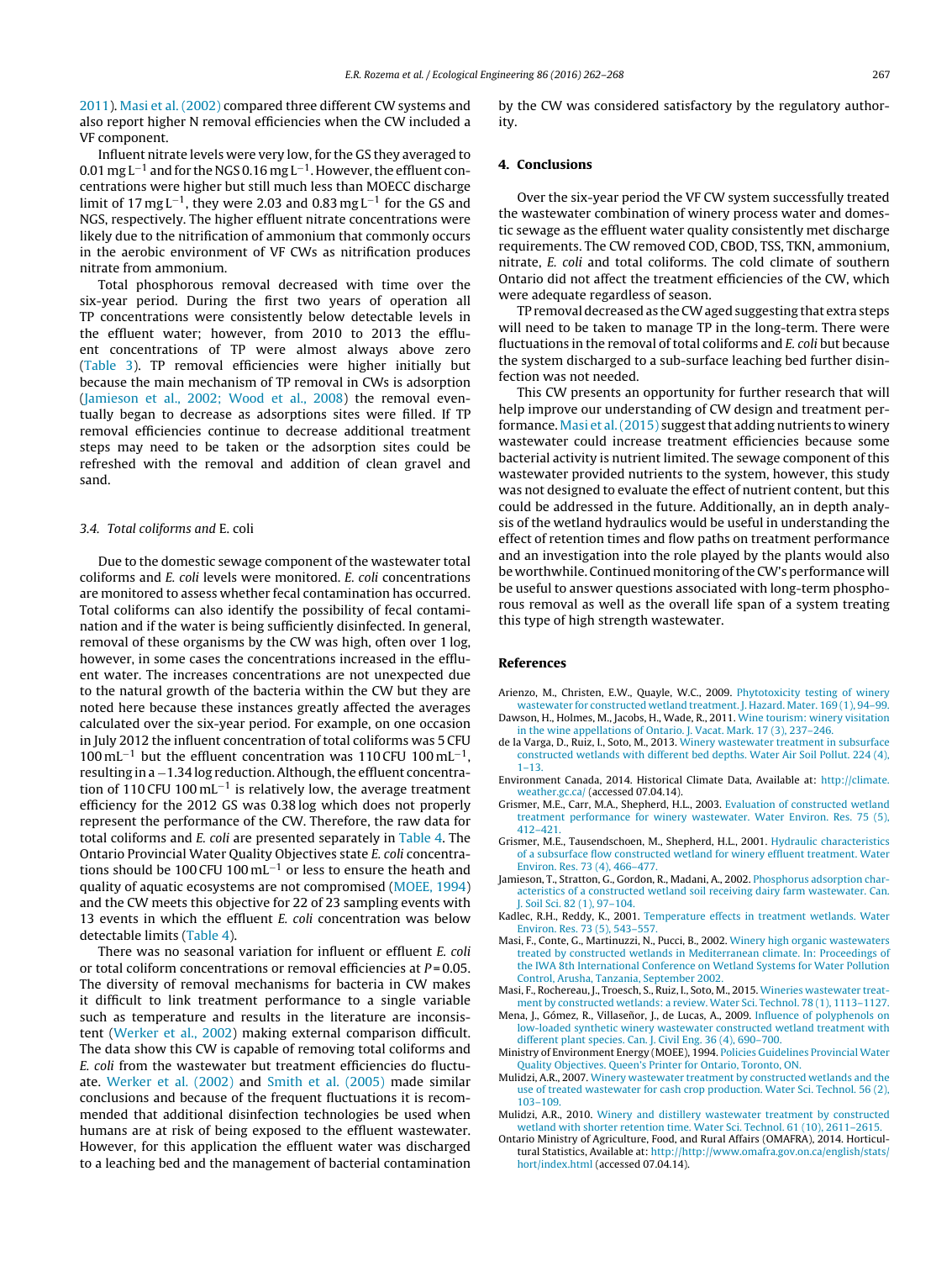2011). Masi et al. (2002) compared three different CW systems and also report higher N removal efficiencies when the CW included a VF component.

Influent nitrate levels were very low, for the GS they averaged to $0.01\ \mathrm{mg\ L^{-1}}$ and for the NGS $0.16\ \mathrm{mg\ L^{-1}}$. However, the effluent concentrations were higher but still much less than MOECC discharge limit of $17\ \mathrm{mg\ L^{-1}}$, they were 2.03 and $0.83\ \mathrm{mg\ L^{-1}}$ for the GS and NGS, respectively. The higher effluent nitrate concentrations were likely due to the nitrification of ammonium that commonly occurs in the aerobic environment of VF CWs as nitrification produces nitrate from ammonium.

Total phosphorous removal decreased with time over the six-year period. During the first two years of operation all TP concentrations were consistently below detectable levels in the effluent water; however, from 2010 to 2013 the effluent concentrations of TP were almost always above zero (Table 3). TP removal efficiencies were higher initially but because the main mechanism of TP removal in CWs is adsorption (Jamieson et al., 2002; Wood et al., 2008) the removal eventually began to decrease as adsorptions sites were filled. If TP removal efficiencies continue to decrease additional treatment steps may need to be taken or the adsorption sites could be refreshed with the removal and addition of clean gravel and sand.

### 3.4. Total coliforms and *E. coli*

Due to the domestic sewage component of the wastewater total coliforms and *E. coli* levels were monitored. *E. coli* concentrations are monitored to assess whether fecal contamination has occurred. Total coliforms can also identify the possibility of fecal contamination and if the water is being sufficiently disinfected. In general, removal of these organisms by the CW was high, often over 1 log, however, in some cases the concentrations increased in the effluent water. The increases concentrations are not unexpected due to the natural growth of the bacteria within the CW but they are noted here because these instances greatly affected the averages calculated over the six-year period. For example, on one occasion in July 2012 the influent concentration of total coliforms was $5\ \mathrm{CFU}\ 100\ \mathrm{mL^{-1}}$ but the effluent concentration was $110\ \mathrm{CFU}\ 100\ \mathrm{mL^{-1}}$, resulting in a −1.34 log reduction. Although, the effluent concentration of $110\ \mathrm{CFU}\ 100\ \mathrm{mL^{-1}}$ is relatively low, the average treatment efficiency for the 2012 GS was 0.38 log which does not properly represent the performance of the CW. Therefore, the raw data for total coliforms and *E. coli* are presented separately in Table 4. The Ontario Provincial Water Quality Objectives state *E. coli* concentrations should be $100\ \mathrm{CFU}\ 100\ \mathrm{mL^{-1}}$ or less to ensure the heath and quality of aquatic ecosystems are not compromised (MOEE, 1994) and the CW meets this objective for 22 of 23 sampling events with 13 events in which the effluent *E. coli* concentration was below detectable limits (Table 4).

There was no seasonal variation for influent or effluent *E. coli* or total coliform concentrations or removal efficiencies at $P = 0.05$. The diversity of removal mechanisms for bacteria in CW makes it difficult to link treatment performance to a single variable such as temperature and results in the literature are inconsistent (Werker et al., 2002) making external comparison difficult. The data show this CW is capable of removing total coliforms and *E. coli* from the wastewater but treatment efficiencies do fluctuate. Werker et al. (2002) and Smith et al. (2005) made similar conclusions and because of the frequent fluctuations it is recommended that additional disinfection technologies be used when humans are at risk of being exposed to the effluent wastewater. However, for this application the effluent water was discharged to a leaching bed and the management of bacterial contamination by the CW was considered satisfactory by the regulatory authority.

## 4. Conclusions

Over the six-year period the VF CW system successfully treated the wastewater combination of winery process water and domestic sewage as the effluent water quality consistently met discharge requirements. The CW removed COD, CBOD, TSS, TKN, ammonium, nitrate, *E. coli* and total coliforms. The cold climate of southern Ontario did not affect the treatment efficiencies of the CW, which were adequate regardless of season.

TP removal decreased as the CW aged suggesting that extra steps will need to be taken to manage TP in the long-term. There were fluctuations in the removal of total coliforms and *E. coli* but because the system discharged to a sub-surface leaching bed further disinfection was not needed.

This CW presents an opportunity for further research that will help improve our understanding of CW design and treatment performance. Masi et al. (2015) suggest that adding nutrients to winery wastewater could increase treatment efficiencies because some bacterial activity is nutrient limited. The sewage component of this wastewater provided nutrients to the system, however, this study was not designed to evaluate the effect of nutrient content, but this could be addressed in the future. Additionally, an in depth analysis of the wetland hydraulics would be useful in understanding the effect of retention times and flow paths on treatment performance and an investigation into the role played by the plants would also be worthwhile. Continued monitoring of the CW's performance will be useful to answer questions associated with long-term phosphorous removal as well as the overall life span of a system treating this type of high strength wastewater.

## References

Arienzo, M., Christen, E.W., Quayle, W.C., 2009. Phytotoxicity testing of winery wastewater for constructed wetland treatment. J. Hazard. Mater. 169 (1), 94–99.

Dawson, H., Holmes, M., Jacobs, H., Wade, R., 2011. Wine tourism: winery visitation in the wine appellations of Ontario. J. Vacat. Mark. 17 (3), 237–246.

de la Varga, D., Ruiz, I., Soto, M., 2013. Winery wastewater treatment in subsurface constructed wetlands with different bed depths. Water Air Soil Pollut. 224 (4), 1–13.

Environment Canada, 2014. Historical Climate Data, Available at: http://climate.weather.gc.ca/ (accessed 07.04.14).

Grismer, M.E., Carr, M.A., Shepherd, H.L., 2003. Evaluation of constructed wetland treatment performance for winery wastewater. Water Environ. Res. 75 (5), 412–421.

Grismer, M.E., Tausendschoen, M., Shepherd, H.L., 2001. Hydraulic characteristics of a subsurface flow constructed wetland for winery effluent treatment. Water Environ. Res. 73 (4), 466–477.

Jamieson, T., Stratton, G., Gordon, R., Madani, A., 2002. Phosphorus adsorption characteristics of a constructed wetland soil receiving dairy farm wastewater. Can. J. Soil Sci. 82 (1), 97–104.

Kadlec, R.H., Reddy, K., 2001. Temperature effects in treatment wetlands. Water Environ. Res. 73 (5), 543–557.

Masi, F., Conte, G., Martinuzzi, N., Pucci, B., 2002. Winery high organic wastewaters treated by constructed wetlands in Mediterranean climate. In: Proceedings of the IWA 8th International Conference on Wetland Systems for Water Pollution Control, Arusha, Tanzania, September 2002.

Masi, F., Rochereau, J., Troesch, S., Ruiz, I., Soto, M., 2015. Wineries wastewater treatment by constructed wetlands: a review. Water Sci. Technol. 78 (1), 1113–1127.

Mena, J., Gómez, R., Villaseñor, J., de Lucas, A., 2009. Influence of polyphenols on low-loaded synthetic winery wastewater constructed wetland treatment with different plant species. Can. J. Civil Eng. 36 (4), 690–700.

Ministry of Environment Energy (MOEE), 1994. Policies Guidelines Provincial Water Quality Objectives. Queen's Printer for Ontario, Toronto, ON.

Mulidzi, A.R., 2007. Winery wastewater treatment by constructed wetlands and the use of treated wastewater for cash crop production. Water Sci. Technol. 56 (2), 103–109.

Mulidzi, A.R., 2010. Winery and distillery wastewater treatment by constructed wetland with shorter retention time. Water Sci. Technol. 61 (10), 2611–2615.

Ontario Ministry of Agriculture, Food, and Rural Affairs (OMAFRA), 2014. Horticultural Statistics, Available at: http://http://www.omafra.gov.on.ca/english/stats/hort/index.html (accessed 07.04.14).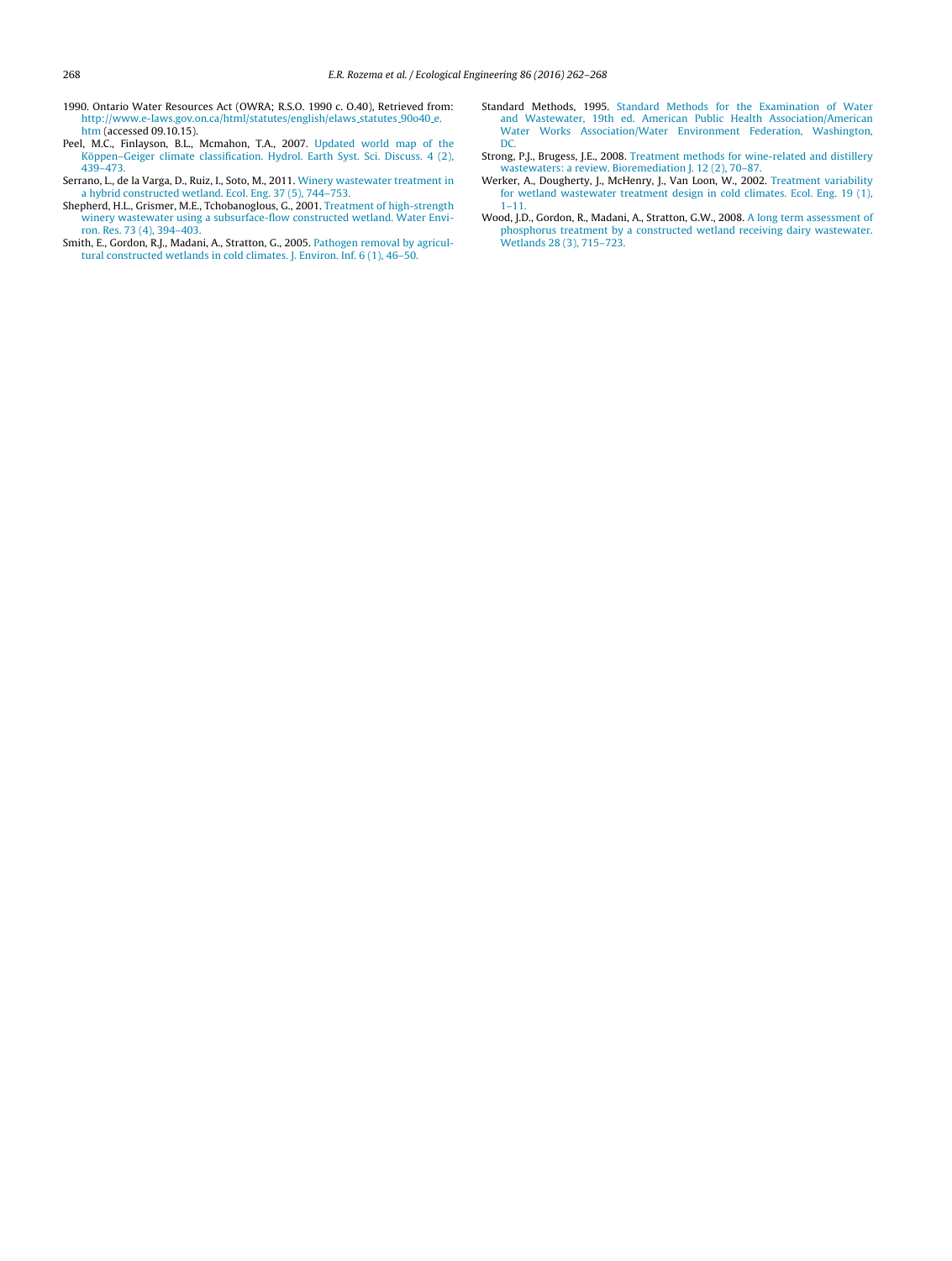1990. Ontario Water Resources Act (OWRA; R.S.O. 1990 c. O.40), Retrieved from: http://www.e-laws.gov.on.ca/html/statutes/english/elaws_statutes_90o40_e.htm (accessed 09.10.15).

Peel, M.C., Finlayson, B.L., Mcmahon, T.A., 2007. Updated world map of the Köppen–Geiger climate classification. Hydrol. Earth Syst. Sci. Discuss. 4 (2), 439–473.

Serrano, L., de la Varga, D., Ruiz, I., Soto, M., 2011. Winery wastewater treatment in a hybrid constructed wetland. Ecol. Eng. 37 (5), 744–753.

Shepherd, H.L., Grismer, M.E., Tchobanoglous, G., 2001. Treatment of high-strength winery wastewater using a subsurface-flow constructed wetland. Water Environ. Res. 73 (4), 394–403.

Smith, E., Gordon, R.J., Madani, A., Stratton, G., 2005. Pathogen removal by agricultural constructed wetlands in cold climates. J. Environ. Inf. 6 (1), 46–50.

Standard Methods, 1995. Standard Methods for the Examination of Water and Wastewater, 19th ed. American Public Health Association/American Water Works Association/Water Environment Federation, Washington, DC.

Strong, P.J., Brugess, J.E., 2008. Treatment methods for wine-related and distillery wastewaters: a review. Bioremediation J. 12 (2), 70–87.

Werker, A., Dougherty, J., McHenry, J., Van Loon, W., 2002. Treatment variability for wetland wastewater treatment design in cold climates. Ecol. Eng. 19 (1), 1–11.

Wood, J.D., Gordon, R., Madani, A., Stratton, G.W., 2008. A long term assessment of phosphorus treatment by a constructed wetland receiving dairy wastewater. Wetlands 28 (3), 715–723.